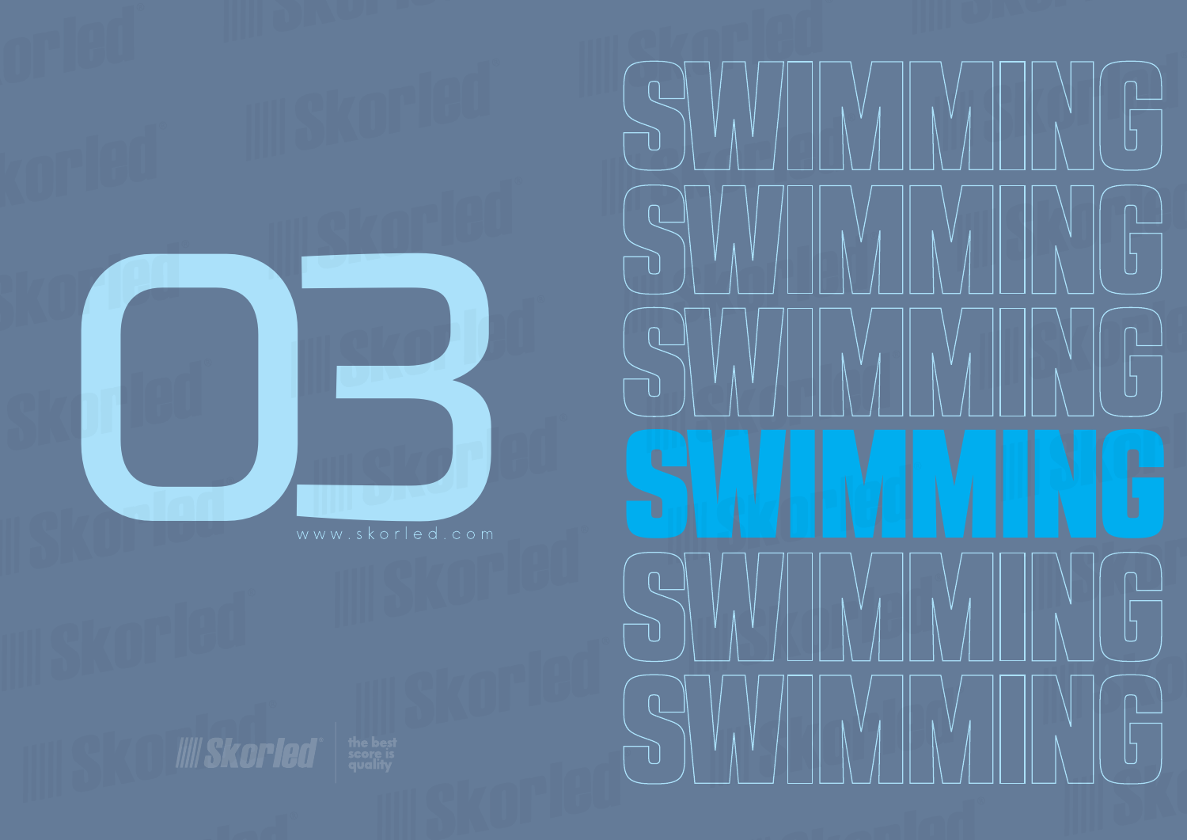# 03

www.skorled.com

# SWIMMING

SWIMMING
SWIMMING
SWIMMING
SWIMMING
SWIMMING
SWIMMING

Skorled® | the best score is quality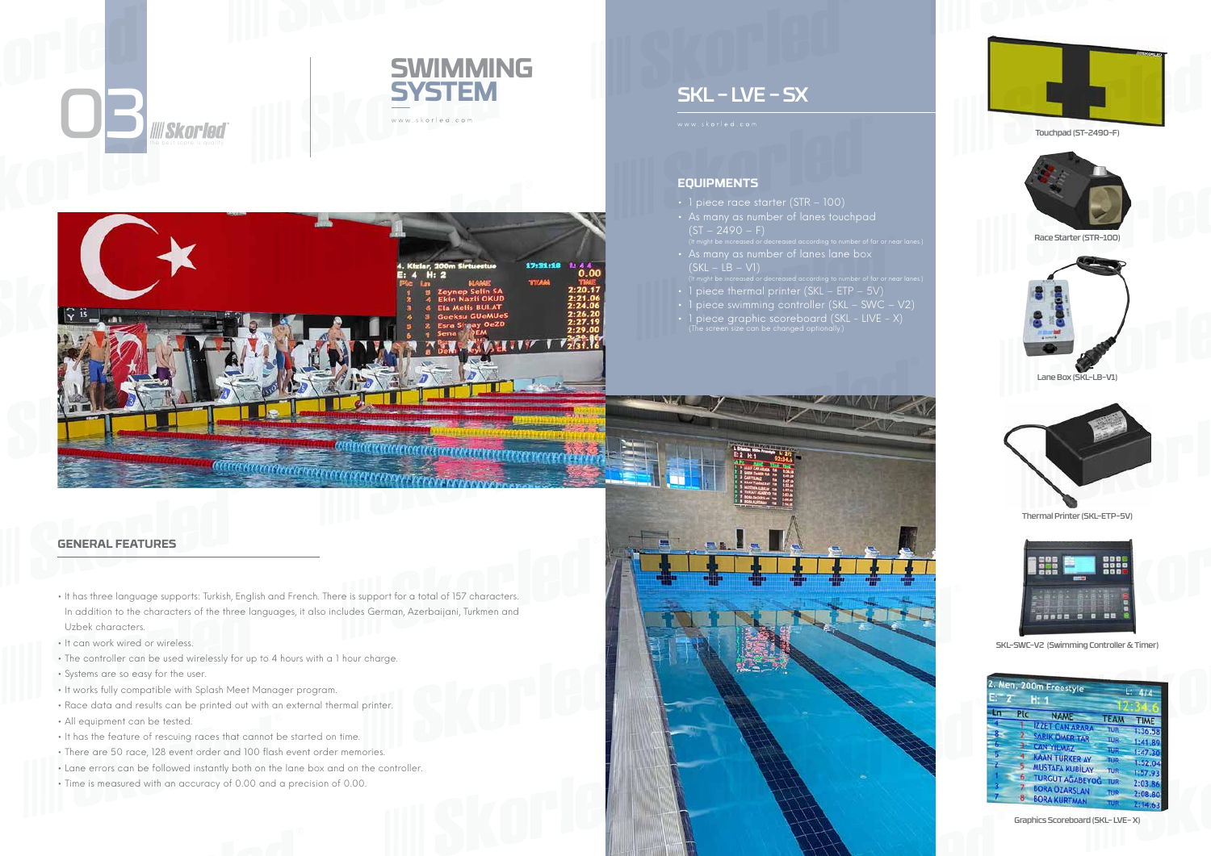# 03

## SWIMMING SYSTEM

www.skorled.com

## GENERAL FEATURES

- It has three language supports: Turkish, English and French. There is support for a total of 157 characters. In addition to the characters of the three languages, it also includes German, Azerbaijani, Turkmen and Uzbek characters.
- It can work wired or wireless.
- The controller can be used wirelessly for up to 4 hours with a 1 hour charge.
- Systems are so easy for the user.
- It works fully compatible with Splash Meet Manager program.
- Race data and results can be printed out with an external thermal printer.
- All equipment can be tested.
- It has the feature of rescuing races that cannot be started on time.
- There are 50 race, 128 event order and 100 flash event order memories.
- Lane errors can be followed instantly both on the lane box and on the controller.
- Time is measured with an accuracy of 0.00 and a precision of 0.00.

## SKL - LVE - SX

www.skorled.com

### EQUIPMENTS

- 1 piece race starter (STR – 100)
- As many as number of lanes touchpad (ST – 2490 – F)
  (It might be increased or decreased according to number of far or near lanes)
- As many as number of lanes lane box (SKL – LB – V1)
  (It might be increased or decreased according to number of far or near lanes)
- 1 piece thermal printer (SKL – ETP – 5V)
- 1 piece swimming controller (SKL – SWC – V2)
- 1 piece graphic scoreboard (SKL - LIVE - X)
  (The screen size can be changed optionally)

Touchpad (ST-2490-F)

Race Starter (STR-100)

Lane Box (SKL-LB-V1)

Thermal Printer (SKL-ETP-5V)

SKL-SWC-V2 (Swimming Controller & Timer)

Graphics Scoreboard (SKL-LVE-X)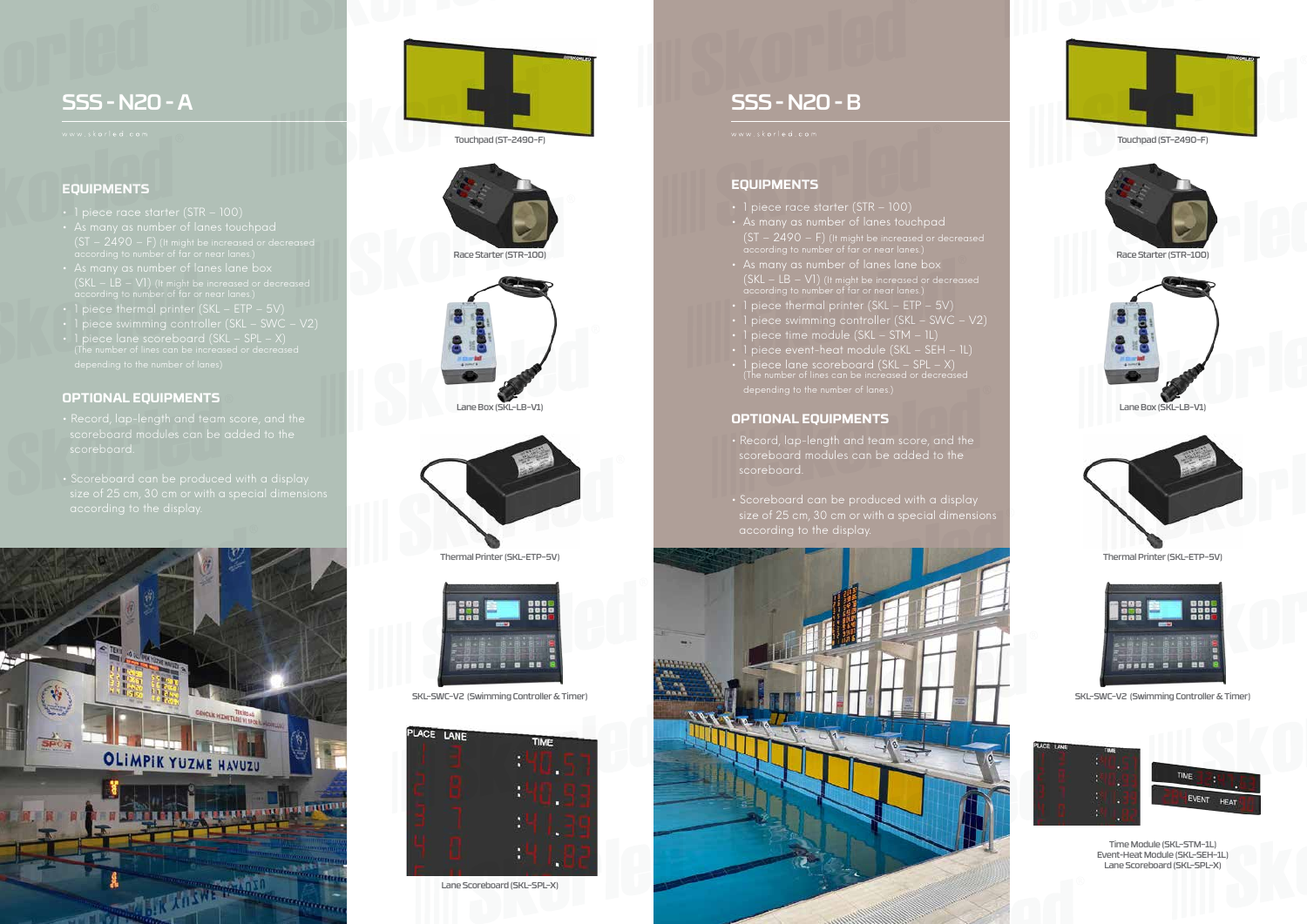## SSS - N20 - A

www.skorled.com

### EQUIPMENTS

- 1 piece race starter (STR – 100)
- As many as number of lanes touchpad (ST – 2490 – F) (It might be increased or decreased according to number of far or near lanes.)
- As many as number of lanes lane box (SKL – LB – V1) (It might be increased or decreased according to number of far or near lanes.)
- 1 piece thermal printer (SKL – ETP – 5V)
- 1 piece swimming controller (SKL – SWC – V2)
- 1 piece lane scoreboard (SKL – SPL – X) (The number of lines can be increased or decreased depending to the number of lanes)

### OPTIONAL EQUIPMENTS

- Record, lap-length and team score, and the scoreboard modules can be added to the scoreboard.
- Scoreboard can be produced with a display size of 25 cm, 30 cm or with a special dimensions according to the display.

Touchpad (ST-2490-F)

Race Starter (STR-100)

Lane Box (SKL-LB-V1)

Thermal Printer (SKL-ETP-5V)

SKL-SWC-V2 (Swimming Controller & Timer)

Lane Scoreboard (SKL-SPL-X)

## SSS - N20 - B

www.skorled.com

### EQUIPMENTS

- 1 piece race starter (STR – 100)
- As many as number of lanes touchpad (ST – 2490 – F) (It might be increased or decreased according to number of far or near lanes.)
- As many as number of lanes lane box (SKL – LB – V1) (It might be increased or decreased according to number of far or near lanes.)
- 1 piece thermal printer (SKL – ETP – 5V)
- 1 piece swimming controller (SKL – SWC – V2)
- 1 piece time module (SKL – STM – 1L)
- 1 piece event-heat module (SKL – SEH – 1L)
- 1 piece lane scoreboard (SKL – SPL – X) (The number of lines can be increased or decreased depending to the number of lanes.)

### OPTIONAL EQUIPMENTS

- Record, lap-length and team score, and the scoreboard modules can be added to the scoreboard.
- Scoreboard can be produced with a display size of 25 cm, 30 cm or with a special dimensions according to the display.

Touchpad (ST-2490-F)

Race Starter (STR-100)

Lane Box (SKL-LB-V1)

Thermal Printer (SKL-ETP-5V)

SKL-SWC-V2 (Swimming Controller & Timer)

Time Module (SKL-STM-1L)
Event-Heat Module (SKL-SEH-1L)
Lane Scoreboard (SKL-SPL-X)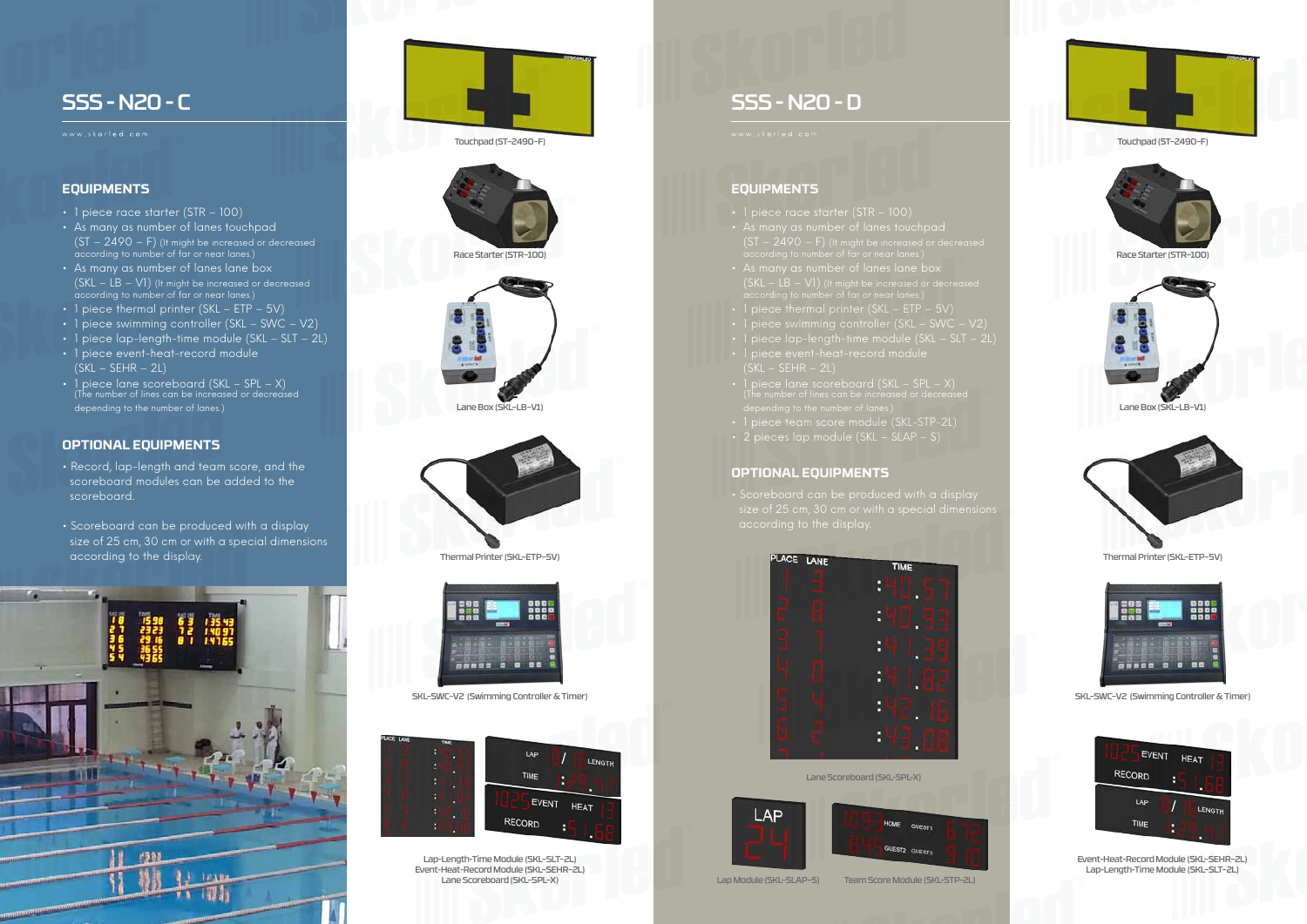## SSS - N20 - C

www.skorled.com

### EQUIPMENTS

- 1 piece race starter (STR – 100)
- As many as number of lanes touchpad (ST – 2490 – F) (It might be increased or decreased according to number of far or near lanes.)
- As many as number of lanes lane box (SKL – LB – V1) (It might be increased or decreased according to number of far or near lanes.)
- 1 piece thermal printer (SKL – ETP – 5V)
- 1 piece swimming controller (SKL – SWC – V2)
- 1 piece lap-length-time module (SKL – SLT – 2L)
- 1 piece event-heat-record module (SKL – SEHR – 2L)
- 1 piece lane scoreboard (SKL – SPL – X) (The number of lines can be increased or decreased depending to the number of lanes.)

### OPTIONAL EQUIPMENTS

- Record, lap-length and team score, and the scoreboard modules can be added to the scoreboard.
- Scoreboard can be produced with a display size of 25 cm, 30 cm or with a special dimensions according to the display.

Touchpad (ST-2490-F)

Race Starter (STR-100)

Lane Box (SKL-LB-V1)

Thermal Printer (SKL-ETP-5V)

SKL-SWC-V2 (Swimming Controller & Timer)

Lap-Length-Time Module (SKL-SLT-2L)
Event-Heat-Record Module (SKL-SEHR-2L)
Lane Scoreboard (SKL-SPL-X)

## SSS - N20 - D

www.skorled.com

### EQUIPMENTS

- 1 piece race starter (STR – 100)
- As many as number of lanes touchpad (ST – 2490 – F) (It might be increased or decreased according to number of far or near lanes.)
- As many as number of lanes lane box (SKL – LB – V1) (It might be increased or decreased according to number of far or near lanes.)
- 1 piece thermal printer (SKL – ETP – 5V)
- 1 piece swimming controller (SKL – SWC – V2)
- 1 piece lap-length-time module (SKL – SLT – 2L)
- 1 piece event-heat-record module (SKL – SEHR – 2L)
- 1 piece lane scoreboard (SKL – SPL – X) (The number of lines can be increased or decreased depending to the number of lanes.)
- 1 piece team score module (SKL-STP-2L)
- 2 pieces lap module (SKL – SLAP – S)

### OPTIONAL EQUIPMENTS

- Scoreboard can be produced with a display size of 25 cm, 30 cm or with a special dimensions according to the display.

Lane Scoreboard (SKL-SPL-X)

Lap Module (SKL-SLAP-S)

Team Score Module (SKL-STP-2L)

Touchpad (ST-2490-F)

Race Starter (STR-100)

Lane Box (SKL-LB-V1)

Thermal Printer (SKL-ETP-5V)

SKL-SWC-V2 (Swimming Controller & Timer)

Event-Heat-Record Module (SKL-SEHR-2L)
Lap-Length-Time Module (SKL-SLT-2L)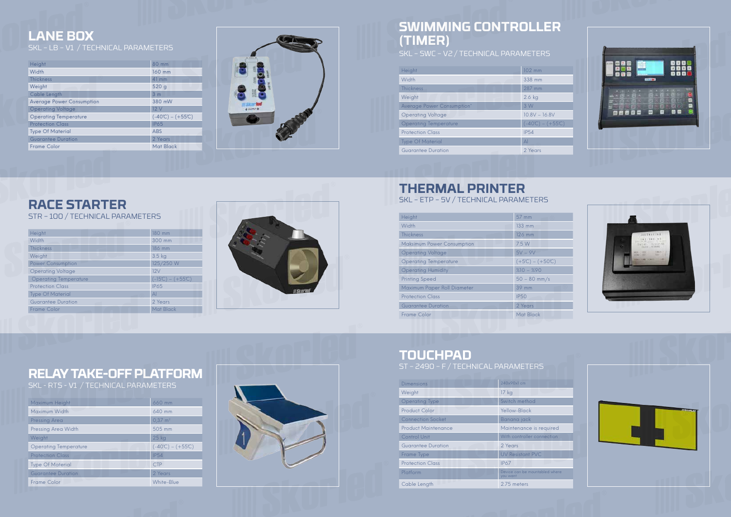## LANE BOX

SKL – LB – V1 / TECHNICAL PARAMETERS

| | |
|---|---|
| Height | 80 mm |
| Width | 160 mm |
| Thickness | 41 mm |
| Weight | 520 g |
| Cable Length | 3 m |
| Average Power Consumption | 380 mW |
| Operating Voltage | 12 V |
| Operating Temperature | (-40C) – (+55C) |
| Protection Class | IP65 |
| Type Of Material | ABS |
| Guarantee Duration | 2 Years |
| Frame Color | Mat Black |

## SWIMMING CONTROLLER (TIMER)

SKL – SWC – V2 / TECHNICAL PARAMETERS

| | |
|---|---|
| Height | 102 mm |
| Width | 338 mm |
| Thickness | 287 mm |
| Weight | 2.6 kg |
| Average Power Consumption' | 3 W |
| Operating Voltage | 10.8V – 16.8V |
| Operating Temperature | (-40C) – (+55C) |
| Protection Class | IP54 |
| Type Of Material | Al |
| Guarantee Duration | 2 Years |

## RACE STARTER

STR – 100 / TECHNICAL PARAMETERS

| | |
|---|---|
| Height | 180 mm |
| Width | 300 mm |
| Thickness | 186 mm |
| Weight | 3.5 kg |
| Power Consumption | 125/250 W |
| Operating Voltage | 12V |
| Operating Temperature | (-15C) – (+55C) |
| Protection Class | IP65 |
| Type Of Material | Al |
| Guarantee Duration | 2 Years |
| Frame Color | Mat Black |

## THERMAL PRINTER

SKL – ETP – 5V / TECHNICAL PARAMETERS

| | |
|---|---|
| Height | 57 mm |
| Width | 133 mm |
| Thickness | 126 mm |
| Maksimum Power Consumption | 7.5 W |
| Operating Voltage | 5V – 9V |
| Operating Temperature | (+5C) – (+50C) |
| Operating Humidity | %10 – %90 |
| Printing Speed | 50 – 80 mm/s |
| Maximum Paper Roll Diameter | 39 mm |
| Protection Class | IP50 |
| Guarantee Duration | 2 Years |
| Frame Color | Mat Black |

## RELAY TAKE-OFF PLATFORM

SKL - RTS - V1 / TECHNICAL PARAMETERS

| | |
|---|---|
| Maximum Height | 660 mm |
| Maximum Width | 640 mm |
| Pressing Area | 0,37 m² |
| Pressing Area Width | 505 mm |
| Weight | 25 kg |
| Operating Temperature | (-40C) – (+55C) |
| Protection Class | IP54 |
| Type Of Material | CTP |
| Guarantee Duration | 2 Years |
| Frame Color | White-Blue |

## TOUCHPAD

ST – 2490 – F / TECHNICAL PARAMETERS

| | |
|---|---|
| Dimensions | 240x90x1 cm |
| Weight | 17 kg |
| Operating Type | Switch method |
| Product Color | Yellow-Black |
| Connection Socket | Banana jack |
| Product Maintenance | Maintenance is required |
| Control Unit | With controller connection |
| Guarantee Duration | 2 Years |
| Frame Type | UV Resistant PVC |
| Protection Class | IP67 |
| Platform | Device can be mountabled where you want |
| Cable Length | 2.75 meters |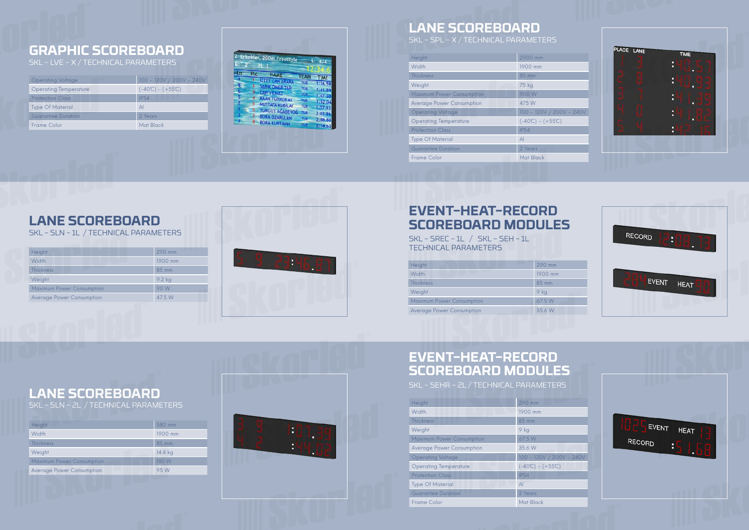## GRAPHIC SCOREBOARD

SKL - LVE - X / TECHNICAL PARAMETERS

| | |
|---|---|
| Operating Voltage | 100 – 120V / 200V – 240V |
| Operating Temperature | (-40C) – (+55C) |
| Protection Class | IP54 |
| Type Of Material | Al |
| Guarantee Duration | 2 Years |
| Frame Color | Mat Black |

## LANE SCOREBOARD

SKL - SPL - X / TECHNICAL PARAMETERS

| | |
|---|---|
| Height | 2900 mm |
| Width | 1900 mm |
| Thickness | 85 mm |
| Weight | 75 kg |
| Maximum Power Consumption | 900 W |
| Average Power Consumption | 475 W |
| Operating Voltage | 100 – 120V / 200V – 240V |
| Operating Temperature | (-40C) – (+55C) |
| Protection Class | IP54 |
| Type Of Material | Al |
| Guarantee Duration | 2 Years |
| Frame Color | Mat Black |

## LANE SCOREBOARD

SKL - SLN - 1L / TECHNICAL PARAMETERS

| | |
|---|---|
| Height | 290 mm |
| Width | 1900 mm |
| Thickness | 85 mm |
| Weight | 9.2 kg |
| Maximum Power Consumption | 90 W |
| Average Power Consumption | 47.5 W |

## EVENT-HEAT-RECORD SCOREBOARD MODULES

SKL - SREC - 1L / SKL - SEH - 1L
TECHNICAL PARAMETERS

| | |
|---|---|
| Height | 290 mm |
| Width | 1900 mm |
| Thickness | 85 mm |
| Weight | 9 kg |
| Maximum Power Consumption | 67.5 W |
| Average Power Consumption | 35.6 W |

## LANE SCOREBOARD

SKL - SLN - 2L / TECHNICAL PARAMETERS

| | |
|---|---|
| Height | 580 mm |
| Width | 1900 mm |
| Thickness | 85 mm |
| Weight | 14.4 kg |
| Maximum Power Consumption | 180 W |
| Average Power Consumption | 95 W |

## EVENT-HEAT-RECORD SCOREBOARD MODULES

SKL - SEHR - 2L / TECHNICAL PARAMETERS

| | |
|---|---|
| Height | 290 mm |
| Width | 1900 mm |
| Thickness | 85 mm |
| Weight | 9 kg |
| Maximum Power Consumption | 67.5 W |
| Average Power Consumption | 35.6 W |
| Operating Voltage | 100 – 120V / 200V – 240V |
| Operating Temperature | (-40C) – (+55C) |
| Protection Class | IP54 |
| Type Of Material | Al |
| Guarantee Duration | 2 Years |
| Frame Color | Mat Black |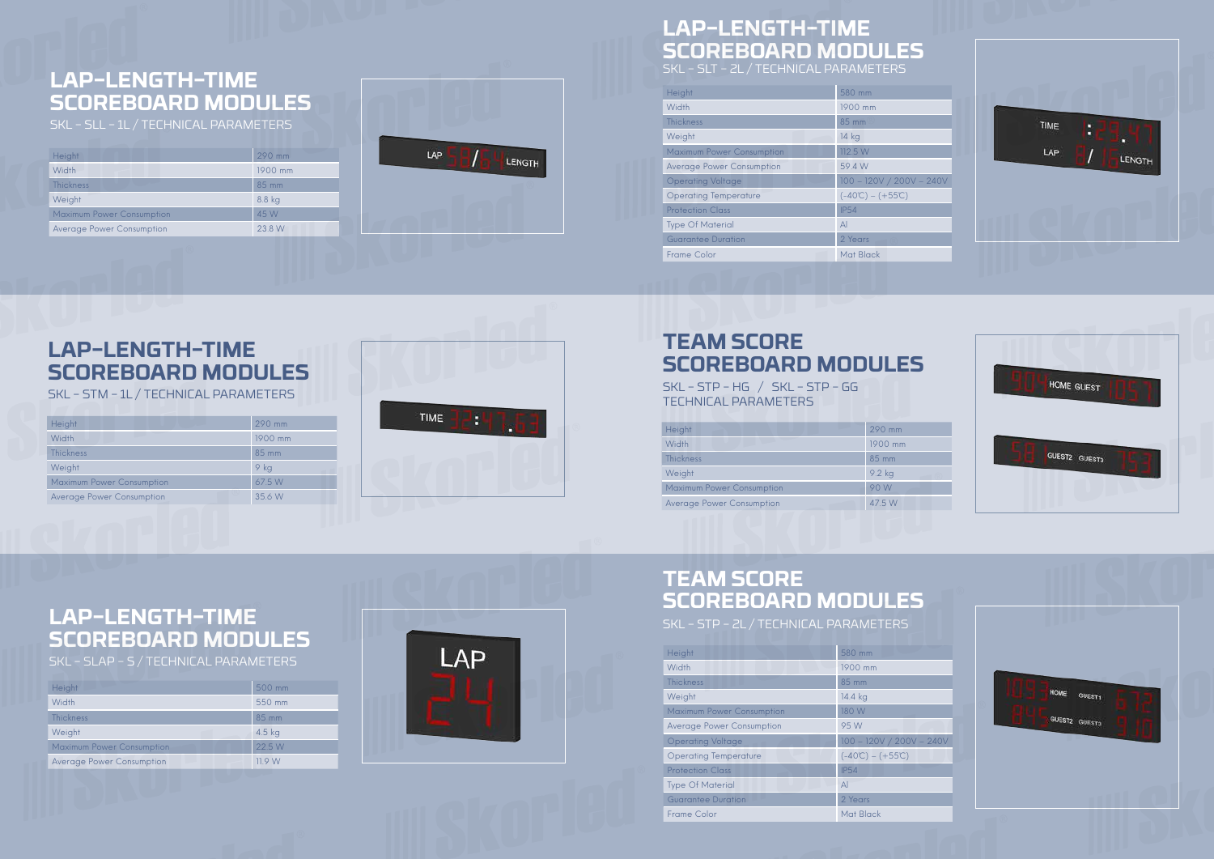## LAP-LENGTH-TIME SCOREBOARD MODULES

SKL - SLL - 1L / TECHNICAL PARAMETERS

| | |
|---|---|
| Height | 290 mm |
| Width | 1900 mm |
| Thickness | 85 mm |
| Weight | 8.8 kg |
| Maximum Power Consumption | 45 W |
| Average Power Consumption | 23.8 W |

## LAP-LENGTH-TIME SCOREBOARD MODULES

SKL - SLT - 2L / TECHNICAL PARAMETERS

| | |
|---|---|
| Height | 580 mm |
| Width | 1900 mm |
| Thickness | 85 mm |
| Weight | 14 kg |
| Maximum Power Consumption | 112.5 W |
| Average Power Consumption | 59.4 W |
| Operating Voltage | 100 – 120V / 200V – 240V |
| Operating Temperature | (-40C) – (+55C) |
| Protection Class | IP54 |
| Type Of Material | Al |
| Guarantee Duration | 2 Years |
| Frame Color | Mat Black |

## LAP-LENGTH-TIME SCOREBOARD MODULES

SKL - STM - 1L / TECHNICAL PARAMETERS

| | |
|---|---|
| Height | 290 mm |
| Width | 1900 mm |
| Thickness | 85 mm |
| Weight | 9 kg |
| Maximum Power Consumption | 67.5 W |
| Average Power Consumption | 35.6 W |

## TEAM SCORE SCOREBOARD MODULES

SKL - STP - HG / SKL - STP - GG
TECHNICAL PARAMETERS

| | |
|---|---|
| Height | 290 mm |
| Width | 1900 mm |
| Thickness | 85 mm |
| Weight | 9.2 kg |
| Maximum Power Consumption | 90 W |
| Average Power Consumption | 47.5 W |

## LAP-LENGTH-TIME SCOREBOARD MODULES

SKL - SLAP - S / TECHNICAL PARAMETERS

| | |
|---|---|
| Height | 500 mm |
| Width | 550 mm |
| Thickness | 85 mm |
| Weight | 4.5 kg |
| Maximum Power Consumption | 22.5 W |
| Average Power Consumption | 11.9 W |

## TEAM SCORE SCOREBOARD MODULES

SKL - STP - 2L / TECHNICAL PARAMETERS

| | |
|---|---|
| Height | 580 mm |
| Width | 1900 mm |
| Thickness | 85 mm |
| Weight | 14.4 kg |
| Maximum Power Consumption | 180 W |
| Average Power Consumption | 95 W |
| Operating Voltage | 100 – 120V / 200V – 240V |
| Operating Temperature | (-40C) – (+55C) |
| Protection Class | IP54 |
| Type Of Material | Al |
| Guarantee Duration | 2 Years |
| Frame Color | Mat Black |